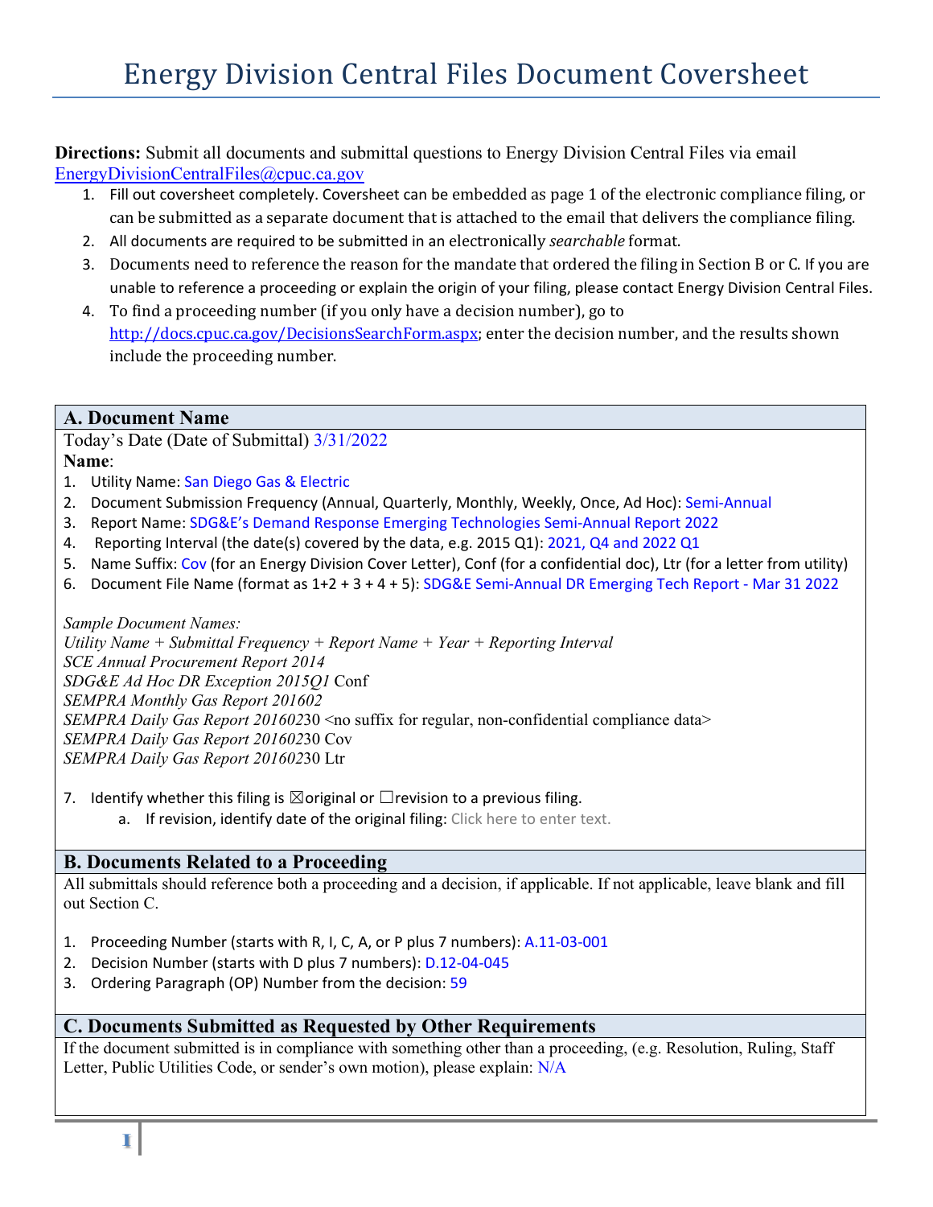# Energy Division Central Files Document Coversheet

**Directions:** Submit all documents and submittal questions to Energy Division Central Files via email EnergyDivisionCentralFiles@cpuc.ca.gov

1. Fill out coversheet completely. Coversheet can be embedded as page 1 of the electronic compliance filing, or can be submitted as a separate document that is attached to the email that delivers the compliance filing.
2. All documents are required to be submitted in an electronically *searchable* format.
3. Documents need to reference the reason for the mandate that ordered the filing in Section B or C. If you are unable to reference a proceeding or explain the origin of your filing, please contact Energy Division Central Files.
4. To find a proceeding number (if you only have a decision number), go to http://docs.cpuc.ca.gov/DecisionsSearchForm.aspx; enter the decision number, and the results shown include the proceeding number.

## A. Document Name

Today's Date (Date of Submittal) 3/31/2022

**Name**:

1. Utility Name: San Diego Gas & Electric
2. Document Submission Frequency (Annual, Quarterly, Monthly, Weekly, Once, Ad Hoc): Semi-Annual
3. Report Name: SDG&E's Demand Response Emerging Technologies Semi-Annual Report 2022
4. Reporting Interval (the date(s) covered by the data, e.g. 2015 Q1): 2021, Q4 and 2022 Q1
5. Name Suffix: Cov (for an Energy Division Cover Letter), Conf (for a confidential doc), Ltr (for a letter from utility)
6. Document File Name (format as 1+2 + 3 + 4 + 5): SDG&E Semi-Annual DR Emerging Tech Report - Mar 31 2022

*Sample Document Names:*
*Utility Name + Submittal Frequency + Report Name + Year + Reporting Interval*
*SCE Annual Procurement Report 2014*
*SDG&E Ad Hoc DR Exception 2015Q1* Conf
*SEMPRA Monthly Gas Report 201602*
*SEMPRA Daily Gas Report 201602*30 <no suffix for regular, non-confidential compliance data>
*SEMPRA Daily Gas Report 201602*30 Cov
*SEMPRA Daily Gas Report 201602*30 Ltr

7. Identify whether this filing is ☒original or ☐revision to a previous filing.
   a. If revision, identify date of the original filing: Click here to enter text.

## B. Documents Related to a Proceeding

All submittals should reference both a proceeding and a decision, if applicable. If not applicable, leave blank and fill out Section C.

1. Proceeding Number (starts with R, I, C, A, or P plus 7 numbers): A.11-03-001
2. Decision Number (starts with D plus 7 numbers): D.12-04-045
3. Ordering Paragraph (OP) Number from the decision: 59

## C. Documents Submitted as Requested by Other Requirements

If the document submitted is in compliance with something other than a proceeding, (e.g. Resolution, Ruling, Staff Letter, Public Utilities Code, or sender's own motion), please explain: N/A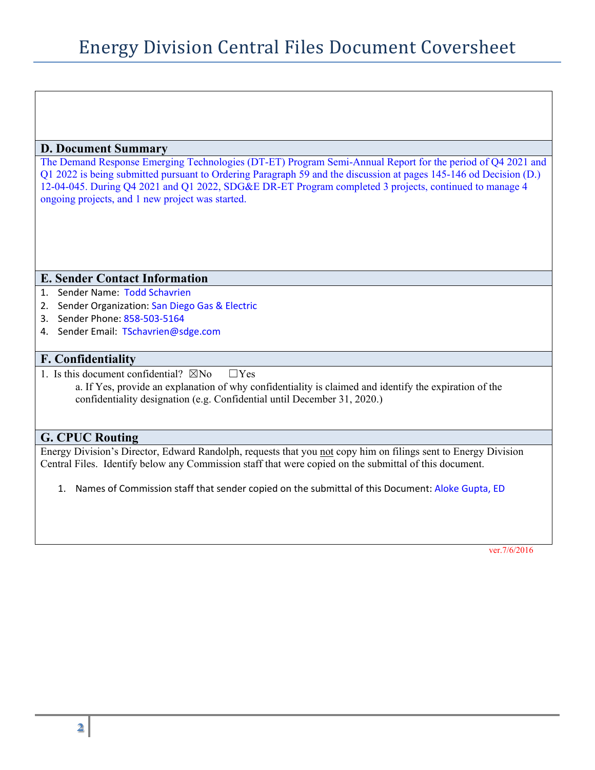# Energy Division Central Files Document Coversheet

## D. Document Summary

The Demand Response Emerging Technologies (DT-ET) Program Semi-Annual Report for the period of Q4 2021 and Q1 2022 is being submitted pursuant to Ordering Paragraph 59 and the discussion at pages 145-146 od Decision (D.) 12-04-045. During Q4 2021 and Q1 2022, SDG&E DR-ET Program completed 3 projects, continued to manage 4 ongoing projects, and 1 new project was started.

## E. Sender Contact Information

1. Sender Name: Todd Schavrien
2. Sender Organization: San Diego Gas & Electric
3. Sender Phone: 858-503-5164
4. Sender Email: TSchavrien@sdge.com

## F. Confidentiality

1. Is this document confidential? ☒No ☐Yes
   a. If Yes, provide an explanation of why confidentiality is claimed and identify the expiration of the confidentiality designation (e.g. Confidential until December 31, 2020.)

## G. CPUC Routing

Energy Division's Director, Edward Randolph, requests that you not copy him on filings sent to Energy Division Central Files. Identify below any Commission staff that were copied on the submittal of this document.

1. Names of Commission staff that sender copied on the submittal of this Document: Aloke Gupta, ED

ver.7/6/2016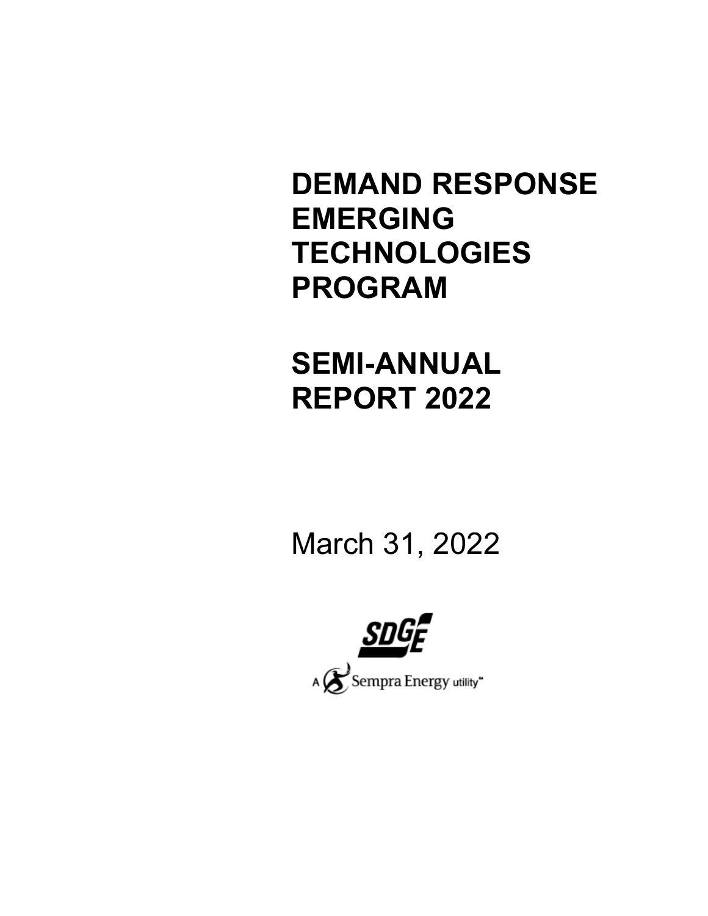# DEMAND RESPONSE EMERGING TECHNOLOGIES PROGRAM

# SEMI-ANNUAL REPORT 2022

March 31, 2022

SDGE

A Sempra Energy utility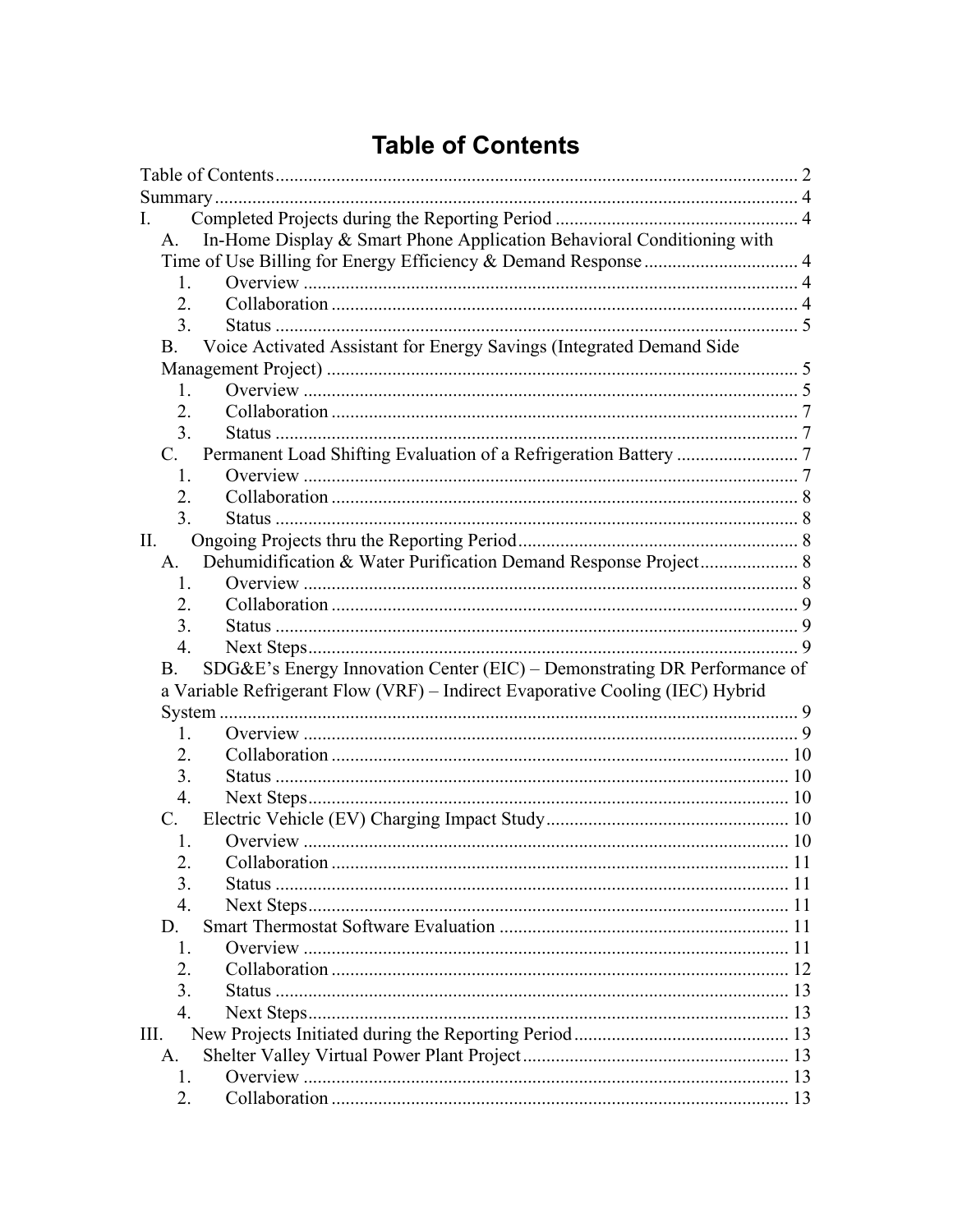# Table of Contents

Table of Contents ................................................................................................ 2
Summary ................................................................................................ 4
I. Completed Projects during the Reporting Period ................................................ 4
  A. In-Home Display & Smart Phone Application Behavioral Conditioning with Time of Use Billing for Energy Efficiency & Demand Response ................................ 4
    1. Overview ................................................................................................ 4
    2. Collaboration ................................................................................................ 4
    3. Status ................................................................................................ 5
  B. Voice Activated Assistant for Energy Savings (Integrated Demand Side Management Project) ................................................................................................ 5
    1. Overview ................................................................................................ 5
    2. Collaboration ................................................................................................ 7
    3. Status ................................................................................................ 7
  C. Permanent Load Shifting Evaluation of a Refrigeration Battery .......................... 7
    1. Overview ................................................................................................ 7
    2. Collaboration ................................................................................................ 8
    3. Status ................................................................................................ 8
II. Ongoing Projects thru the Reporting Period ................................................ 8
  A. Dehumidification & Water Purification Demand Response Project ..................... 8
    1. Overview ................................................................................................ 8
    2. Collaboration ................................................................................................ 9
    3. Status ................................................................................................ 9
    4. Next Steps ................................................................................................ 9
  B. SDG&E's Energy Innovation Center (EIC) – Demonstrating DR Performance of a Variable Refrigerant Flow (VRF) – Indirect Evaporative Cooling (IEC) Hybrid System ................................................................................................ 9
    1. Overview ................................................................................................ 9
    2. Collaboration ................................................................................................ 10
    3. Status ................................................................................................ 10
    4. Next Steps ................................................................................................ 10
  C. Electric Vehicle (EV) Charging Impact Study ................................................ 10
    1. Overview ................................................................................................ 10
    2. Collaboration ................................................................................................ 11
    3. Status ................................................................................................ 11
    4. Next Steps ................................................................................................ 11
  D. Smart Thermostat Software Evaluation ................................................ 11
    1. Overview ................................................................................................ 11
    2. Collaboration ................................................................................................ 12
    3. Status ................................................................................................ 13
    4. Next Steps ................................................................................................ 13
III. New Projects Initiated during the Reporting Period ................................................ 13
  A. Shelter Valley Virtual Power Plant Project ................................................ 13
    1. Overview ................................................................................................ 13
    2. Collaboration ................................................................................................ 13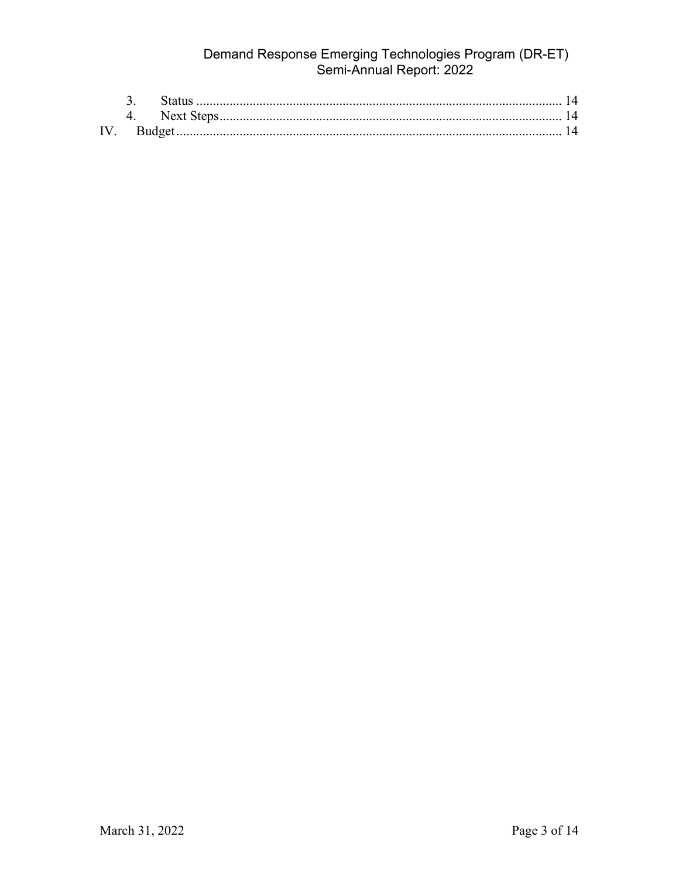3. Status .............................................................................................................. 14
4. Next Steps....................................................................................................... 14

IV. Budget.................................................................................................................... 14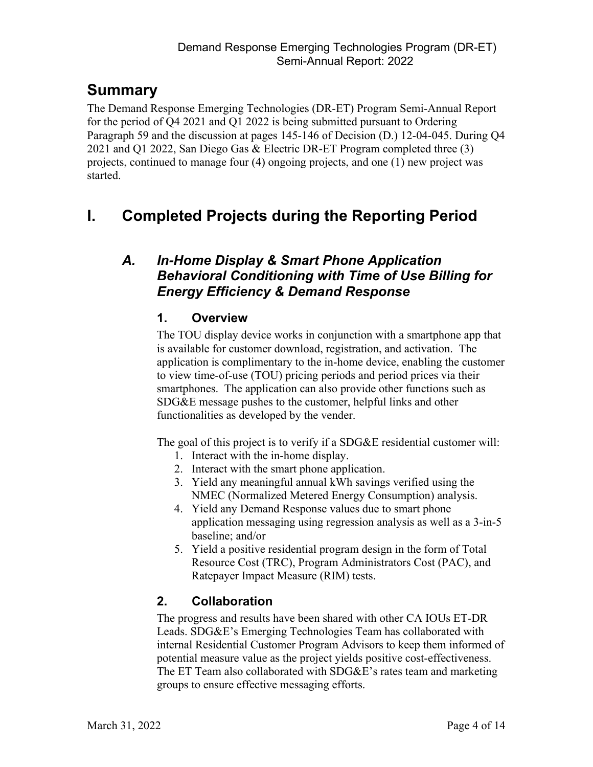# Summary

The Demand Response Emerging Technologies (DR-ET) Program Semi-Annual Report for the period of Q4 2021 and Q1 2022 is being submitted pursuant to Ordering Paragraph 59 and the discussion at pages 145-146 of Decision (D.) 12-04-045. During Q4 2021 and Q1 2022, San Diego Gas & Electric DR-ET Program completed three (3) projects, continued to manage four (4) ongoing projects, and one (1) new project was started.

# I. Completed Projects during the Reporting Period

## A. *In-Home Display & Smart Phone Application Behavioral Conditioning with Time of Use Billing for Energy Efficiency & Demand Response*

### 1. Overview

The TOU display device works in conjunction with a smartphone app that is available for customer download, registration, and activation. The application is complimentary to the in-home device, enabling the customer to view time-of-use (TOU) pricing periods and period prices via their smartphones. The application can also provide other functions such as SDG&E message pushes to the customer, helpful links and other functionalities as developed by the vender.

The goal of this project is to verify if a SDG&E residential customer will:

1. Interact with the in-home display.
2. Interact with the smart phone application.
3. Yield any meaningful annual kWh savings verified using the NMEC (Normalized Metered Energy Consumption) analysis.
4. Yield any Demand Response values due to smart phone application messaging using regression analysis as well as a 3-in-5 baseline; and/or
5. Yield a positive residential program design in the form of Total Resource Cost (TRC), Program Administrators Cost (PAC), and Ratepayer Impact Measure (RIM) tests.

### 2. Collaboration

The progress and results have been shared with other CA IOUs ET-DR Leads. SDG&E's Emerging Technologies Team has collaborated with internal Residential Customer Program Advisors to keep them informed of potential measure value as the project yields positive cost-effectiveness. The ET Team also collaborated with SDG&E's rates team and marketing groups to ensure effective messaging efforts.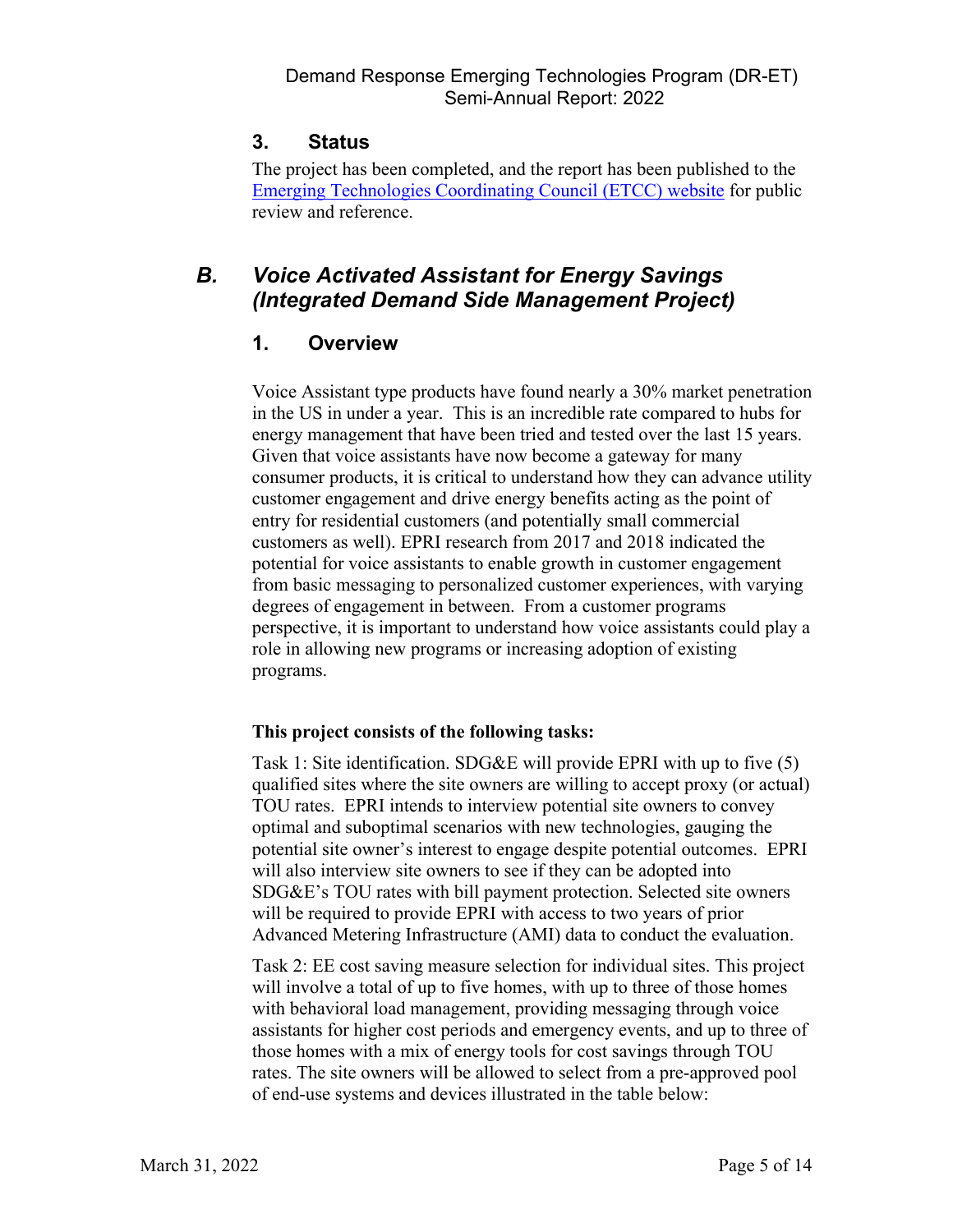### 3. Status

The project has been completed, and the report has been published to the [Emerging Technologies Coordinating Council (ETCC) website](#) for public review and reference.

## B. *Voice Activated Assistant for Energy Savings (Integrated Demand Side Management Project)*

### 1. Overview

Voice Assistant type products have found nearly a 30% market penetration in the US in under a year. This is an incredible rate compared to hubs for energy management that have been tried and tested over the last 15 years. Given that voice assistants have now become a gateway for many consumer products, it is critical to understand how they can advance utility customer engagement and drive energy benefits acting as the point of entry for residential customers (and potentially small commercial customers as well). EPRI research from 2017 and 2018 indicated the potential for voice assistants to enable growth in customer engagement from basic messaging to personalized customer experiences, with varying degrees of engagement in between. From a customer programs perspective, it is important to understand how voice assistants could play a role in allowing new programs or increasing adoption of existing programs.

**This project consists of the following tasks:**

Task 1: Site identification. SDG&E will provide EPRI with up to five (5) qualified sites where the site owners are willing to accept proxy (or actual) TOU rates. EPRI intends to interview potential site owners to convey optimal and suboptimal scenarios with new technologies, gauging the potential site owner's interest to engage despite potential outcomes. EPRI will also interview site owners to see if they can be adopted into SDG&E's TOU rates with bill payment protection. Selected site owners will be required to provide EPRI with access to two years of prior Advanced Metering Infrastructure (AMI) data to conduct the evaluation.

Task 2: EE cost saving measure selection for individual sites. This project will involve a total of up to five homes, with up to three of those homes with behavioral load management, providing messaging through voice assistants for higher cost periods and emergency events, and up to three of those homes with a mix of energy tools for cost savings through TOU rates. The site owners will be allowed to select from a pre-approved pool of end-use systems and devices illustrated in the table below: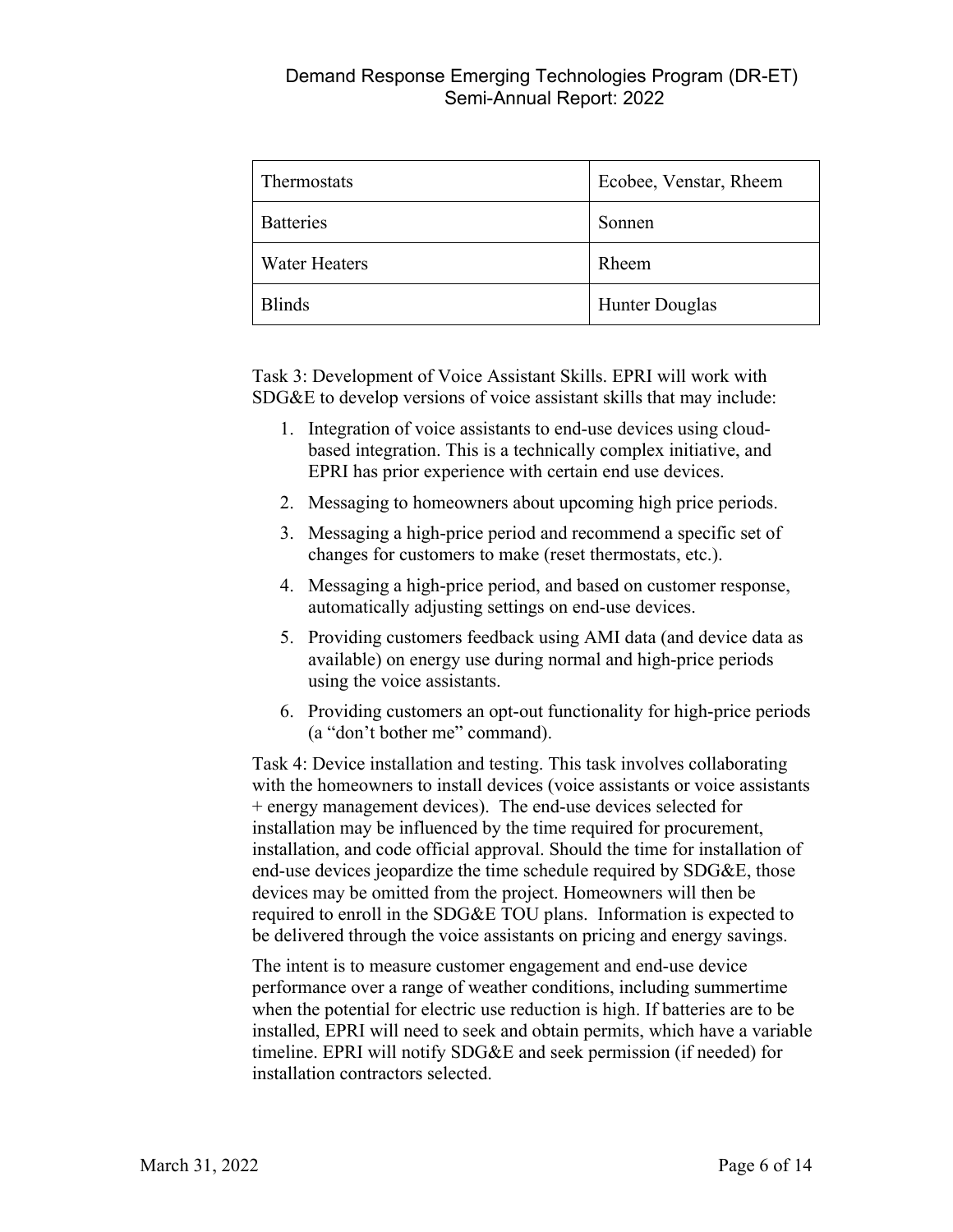| Thermostats | Ecobee, Venstar, Rheem |
|---|---|
| Batteries | Sonnen |
| Water Heaters | Rheem |
| Blinds | Hunter Douglas |

Task 3: Development of Voice Assistant Skills. EPRI will work with SDG&E to develop versions of voice assistant skills that may include:

1. Integration of voice assistants to end-use devices using cloud-based integration. This is a technically complex initiative, and EPRI has prior experience with certain end use devices.
2. Messaging to homeowners about upcoming high price periods.
3. Messaging a high-price period and recommend a specific set of changes for customers to make (reset thermostats, etc.).
4. Messaging a high-price period, and based on customer response, automatically adjusting settings on end-use devices.
5. Providing customers feedback using AMI data (and device data as available) on energy use during normal and high-price periods using the voice assistants.
6. Providing customers an opt-out functionality for high-price periods (a "don't bother me" command).

Task 4: Device installation and testing. This task involves collaborating with the homeowners to install devices (voice assistants or voice assistants + energy management devices). The end-use devices selected for installation may be influenced by the time required for procurement, installation, and code official approval. Should the time for installation of end-use devices jeopardize the time schedule required by SDG&E, those devices may be omitted from the project. Homeowners will then be required to enroll in the SDG&E TOU plans. Information is expected to be delivered through the voice assistants on pricing and energy savings.

The intent is to measure customer engagement and end-use device performance over a range of weather conditions, including summertime when the potential for electric use reduction is high. If batteries are to be installed, EPRI will need to seek and obtain permits, which have a variable timeline. EPRI will notify SDG&E and seek permission (if needed) for installation contractors selected.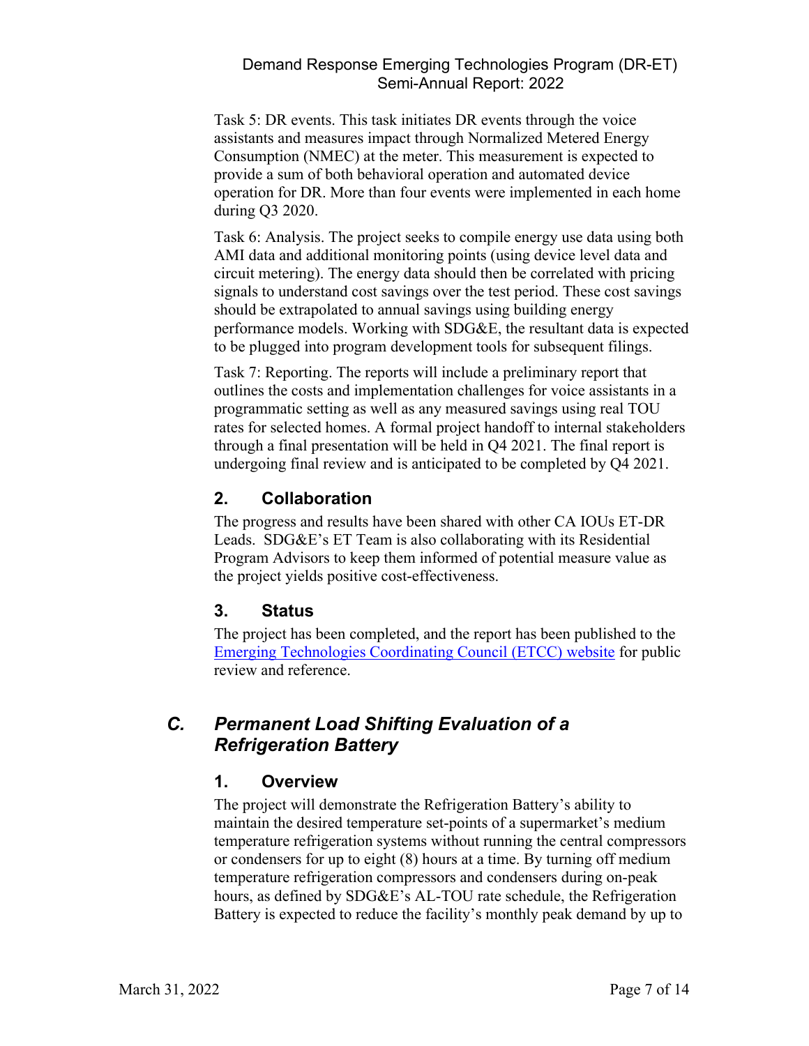Task 5: DR events. This task initiates DR events through the voice assistants and measures impact through Normalized Metered Energy Consumption (NMEC) at the meter. This measurement is expected to provide a sum of both behavioral operation and automated device operation for DR. More than four events were implemented in each home during Q3 2020.

Task 6: Analysis. The project seeks to compile energy use data using both AMI data and additional monitoring points (using device level data and circuit metering). The energy data should then be correlated with pricing signals to understand cost savings over the test period. These cost savings should be extrapolated to annual savings using building energy performance models. Working with SDG&E, the resultant data is expected to be plugged into program development tools for subsequent filings.

Task 7: Reporting. The reports will include a preliminary report that outlines the costs and implementation challenges for voice assistants in a programmatic setting as well as any measured savings using real TOU rates for selected homes. A formal project handoff to internal stakeholders through a final presentation will be held in Q4 2021. The final report is undergoing final review and is anticipated to be completed by Q4 2021.

### 2. Collaboration

The progress and results have been shared with other CA IOUs ET-DR Leads. SDG&E's ET Team is also collaborating with its Residential Program Advisors to keep them informed of potential measure value as the project yields positive cost-effectiveness.

### 3. Status

The project has been completed, and the report has been published to the Emerging Technologies Coordinating Council (ETCC) website for public review and reference.

## C. *Permanent Load Shifting Evaluation of a Refrigeration Battery*

### 1. Overview

The project will demonstrate the Refrigeration Battery's ability to maintain the desired temperature set-points of a supermarket's medium temperature refrigeration systems without running the central compressors or condensers for up to eight (8) hours at a time. By turning off medium temperature refrigeration compressors and condensers during on-peak hours, as defined by SDG&E's AL-TOU rate schedule, the Refrigeration Battery is expected to reduce the facility's monthly peak demand by up to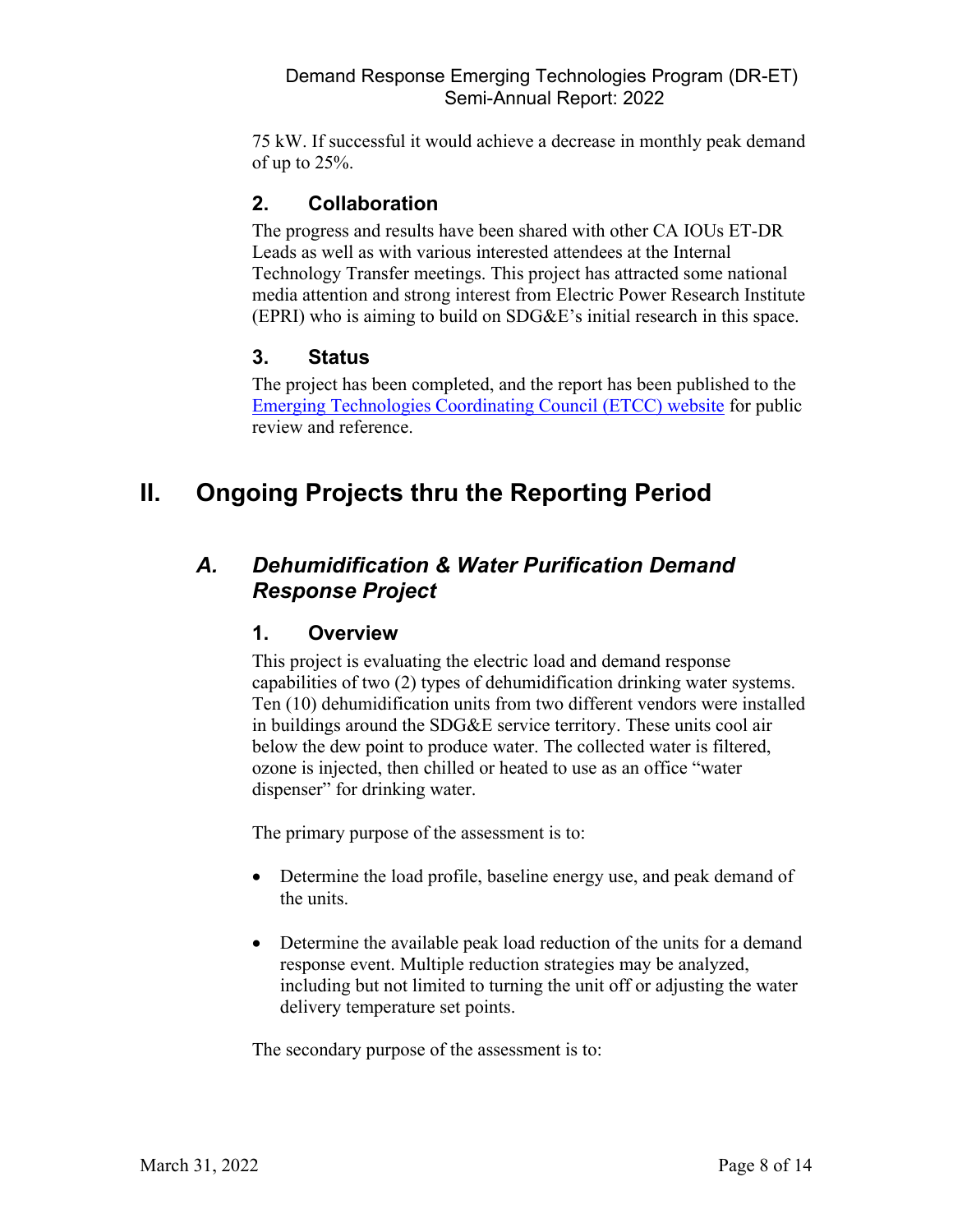75 kW. If successful it would achieve a decrease in monthly peak demand of up to 25%.

### 2. Collaboration

The progress and results have been shared with other CA IOUs ET-DR Leads as well as with various interested attendees at the Internal Technology Transfer meetings. This project has attracted some national media attention and strong interest from Electric Power Research Institute (EPRI) who is aiming to build on SDG&E's initial research in this space.

### 3. Status

The project has been completed, and the report has been published to the [Emerging Technologies Coordinating Council (ETCC) website](#) for public review and reference.

# II. Ongoing Projects thru the Reporting Period

## *A. Dehumidification & Water Purification Demand Response Project*

### 1. Overview

This project is evaluating the electric load and demand response capabilities of two (2) types of dehumidification drinking water systems. Ten (10) dehumidification units from two different vendors were installed in buildings around the SDG&E service territory. These units cool air below the dew point to produce water. The collected water is filtered, ozone is injected, then chilled or heated to use as an office "water dispenser" for drinking water.

The primary purpose of the assessment is to:

- Determine the load profile, baseline energy use, and peak demand of the units.
- Determine the available peak load reduction of the units for a demand response event. Multiple reduction strategies may be analyzed, including but not limited to turning the unit off or adjusting the water delivery temperature set points.

The secondary purpose of the assessment is to: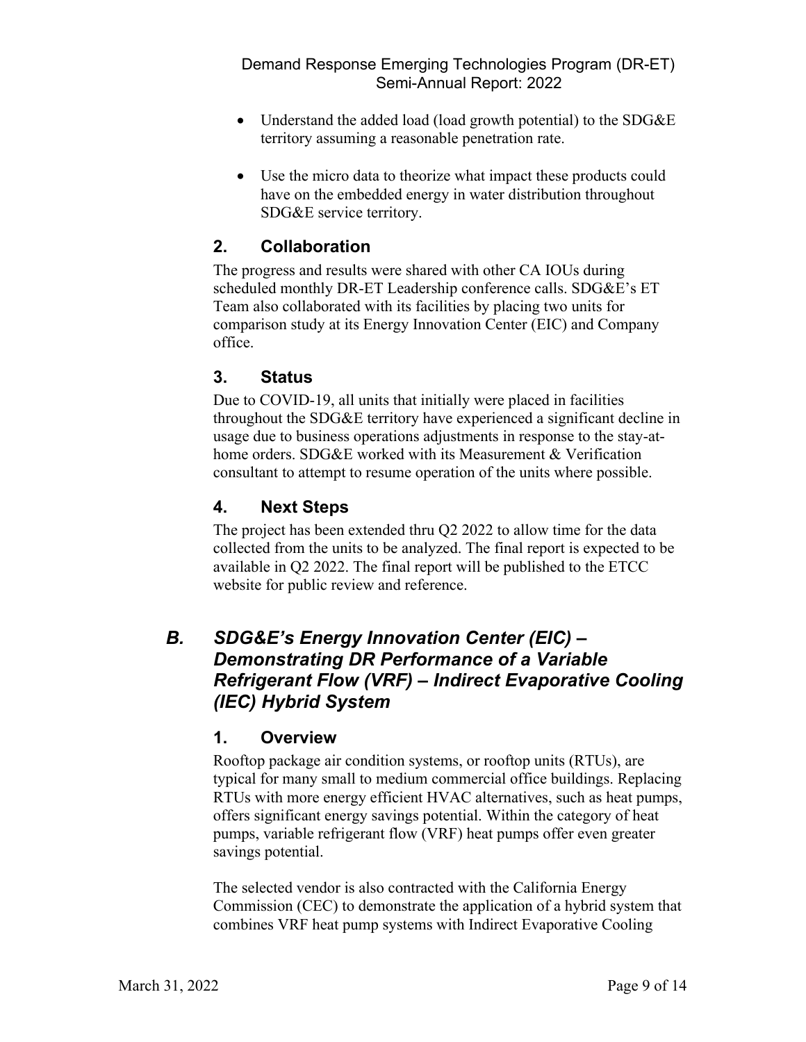- Understand the added load (load growth potential) to the SDG&E territory assuming a reasonable penetration rate.

- Use the micro data to theorize what impact these products could have on the embedded energy in water distribution throughout SDG&E service territory.

### 2. Collaboration

The progress and results were shared with other CA IOUs during scheduled monthly DR-ET Leadership conference calls. SDG&E's ET Team also collaborated with its facilities by placing two units for comparison study at its Energy Innovation Center (EIC) and Company office.

### 3. Status

Due to COVID-19, all units that initially were placed in facilities throughout the SDG&E territory have experienced a significant decline in usage due to business operations adjustments in response to the stay-at-home orders. SDG&E worked with its Measurement & Verification consultant to attempt to resume operation of the units where possible.

### 4. Next Steps

The project has been extended thru Q2 2022 to allow time for the data collected from the units to be analyzed. The final report is expected to be available in Q2 2022. The final report will be published to the ETCC website for public review and reference.

## *B. SDG&E's Energy Innovation Center (EIC) – Demonstrating DR Performance of a Variable Refrigerant Flow (VRF) – Indirect Evaporative Cooling (IEC) Hybrid System*

### 1. Overview

Rooftop package air condition systems, or rooftop units (RTUs), are typical for many small to medium commercial office buildings. Replacing RTUs with more energy efficient HVAC alternatives, such as heat pumps, offers significant energy savings potential. Within the category of heat pumps, variable refrigerant flow (VRF) heat pumps offer even greater savings potential.

The selected vendor is also contracted with the California Energy Commission (CEC) to demonstrate the application of a hybrid system that combines VRF heat pump systems with Indirect Evaporative Cooling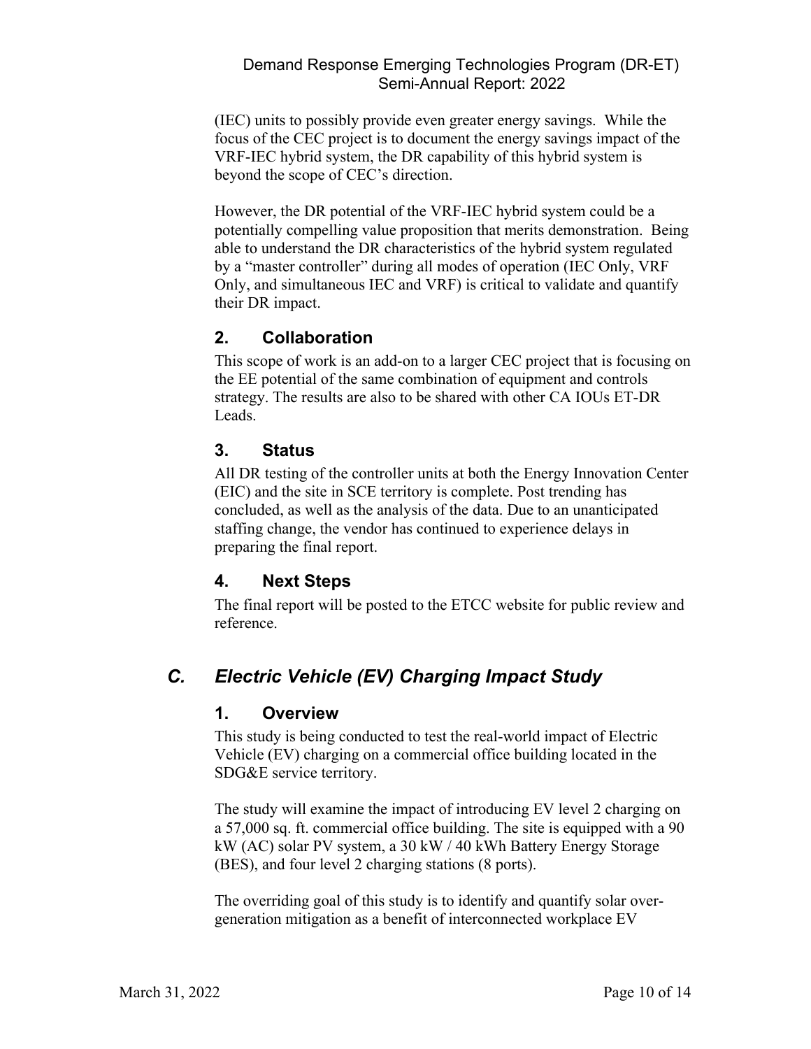(IEC) units to possibly provide even greater energy savings. While the focus of the CEC project is to document the energy savings impact of the VRF-IEC hybrid system, the DR capability of this hybrid system is beyond the scope of CEC's direction.

However, the DR potential of the VRF-IEC hybrid system could be a potentially compelling value proposition that merits demonstration. Being able to understand the DR characteristics of the hybrid system regulated by a "master controller" during all modes of operation (IEC Only, VRF Only, and simultaneous IEC and VRF) is critical to validate and quantify their DR impact.

### 2. Collaboration

This scope of work is an add-on to a larger CEC project that is focusing on the EE potential of the same combination of equipment and controls strategy. The results are also to be shared with other CA IOUs ET-DR Leads.

### 3. Status

All DR testing of the controller units at both the Energy Innovation Center (EIC) and the site in SCE territory is complete. Post trending has concluded, as well as the analysis of the data. Due to an unanticipated staffing change, the vendor has continued to experience delays in preparing the final report.

### 4. Next Steps

The final report will be posted to the ETCC website for public review and reference.

## *C. Electric Vehicle (EV) Charging Impact Study*

### 1. Overview

This study is being conducted to test the real-world impact of Electric Vehicle (EV) charging on a commercial office building located in the SDG&E service territory.

The study will examine the impact of introducing EV level 2 charging on a 57,000 sq. ft. commercial office building. The site is equipped with a 90 kW (AC) solar PV system, a 30 kW / 40 kWh Battery Energy Storage (BES), and four level 2 charging stations (8 ports).

The overriding goal of this study is to identify and quantify solar over-generation mitigation as a benefit of interconnected workplace EV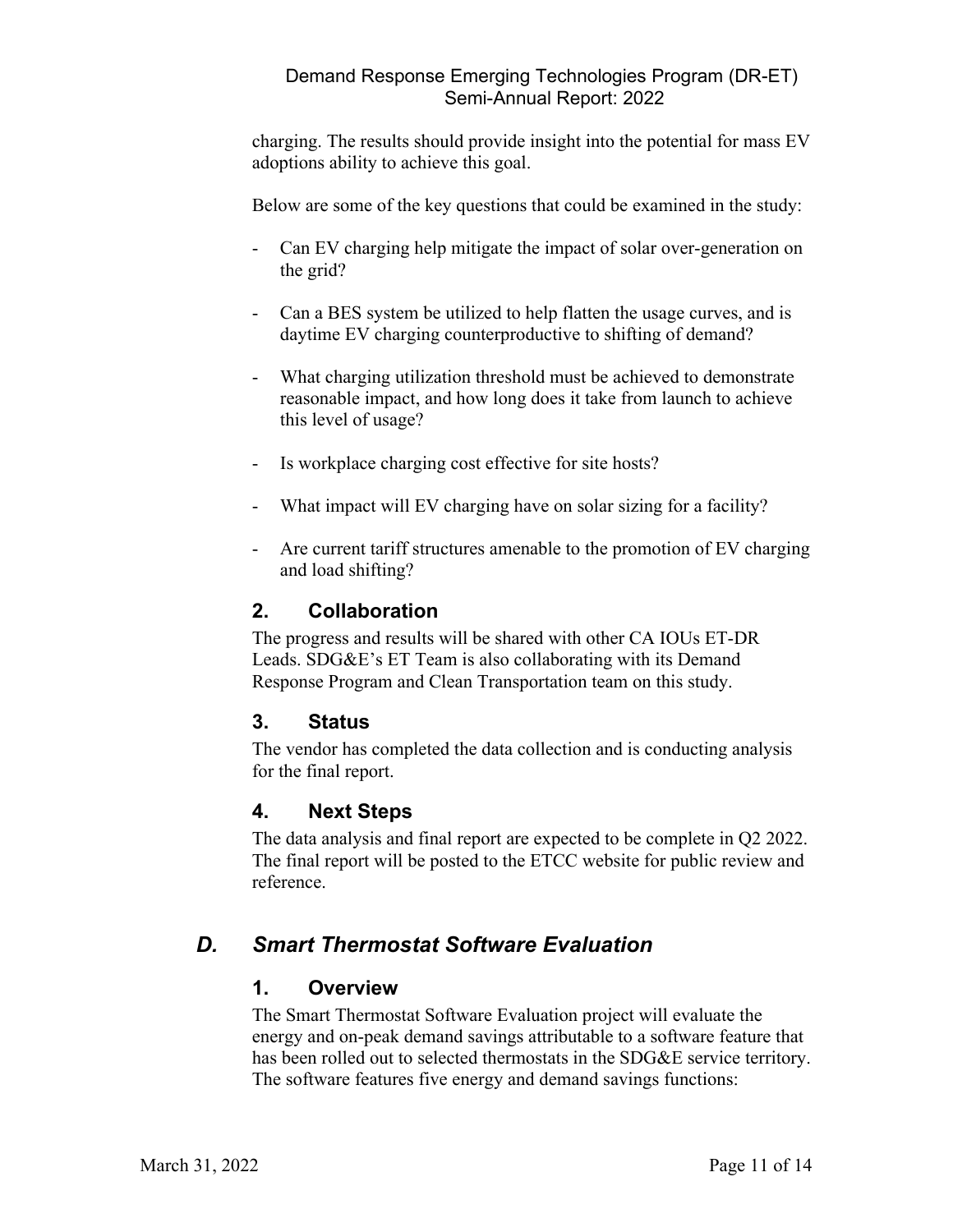charging. The results should provide insight into the potential for mass EV adoptions ability to achieve this goal.

Below are some of the key questions that could be examined in the study:

- Can EV charging help mitigate the impact of solar over-generation on the grid?
- Can a BES system be utilized to help flatten the usage curves, and is daytime EV charging counterproductive to shifting of demand?
- What charging utilization threshold must be achieved to demonstrate reasonable impact, and how long does it take from launch to achieve this level of usage?
- Is workplace charging cost effective for site hosts?
- What impact will EV charging have on solar sizing for a facility?
- Are current tariff structures amenable to the promotion of EV charging and load shifting?

### 2. Collaboration

The progress and results will be shared with other CA IOUs ET-DR Leads. SDG&E's ET Team is also collaborating with its Demand Response Program and Clean Transportation team on this study.

### 3. Status

The vendor has completed the data collection and is conducting analysis for the final report.

### 4. Next Steps

The data analysis and final report are expected to be complete in Q2 2022. The final report will be posted to the ETCC website for public review and reference.

## *D. Smart Thermostat Software Evaluation*

### 1. Overview

The Smart Thermostat Software Evaluation project will evaluate the energy and on-peak demand savings attributable to a software feature that has been rolled out to selected thermostats in the SDG&E service territory. The software features five energy and demand savings functions: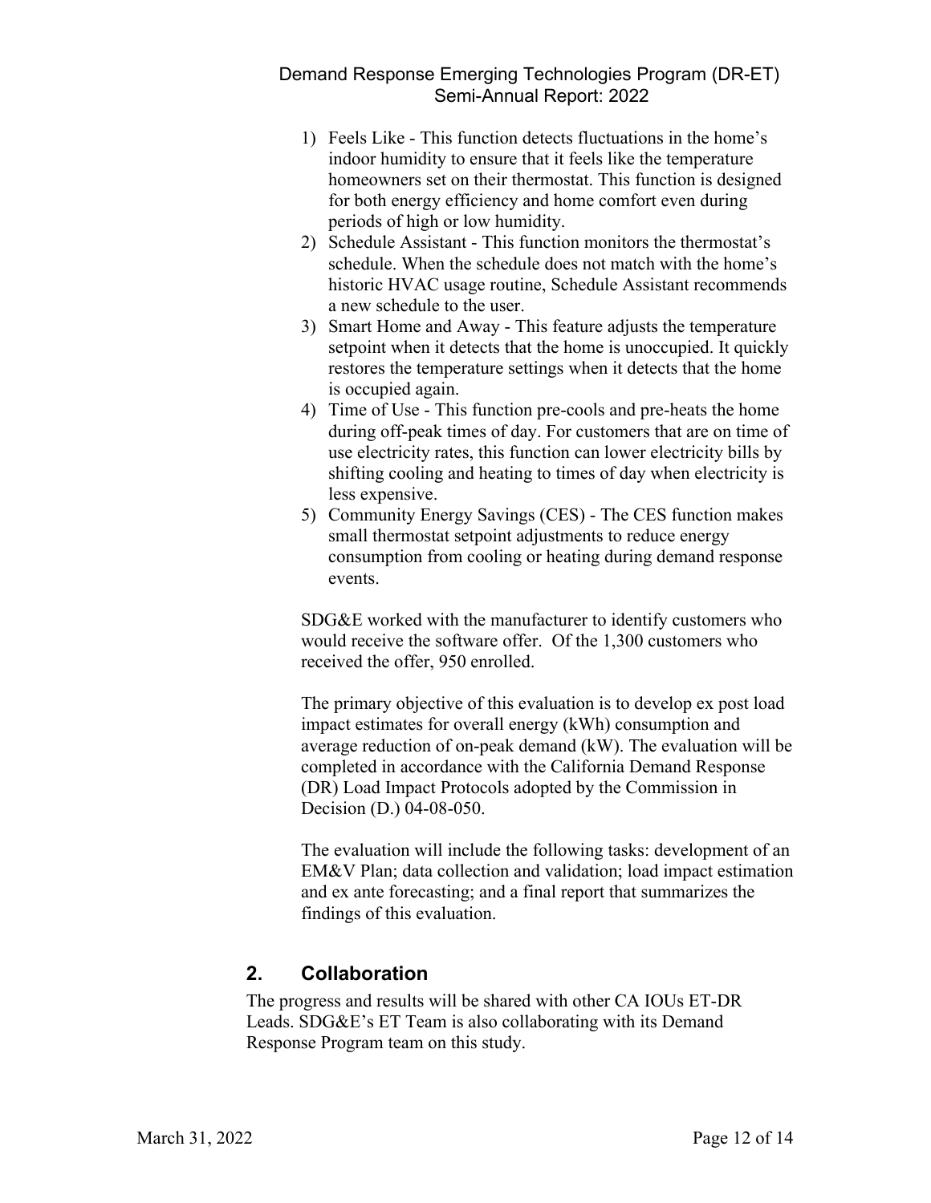1) Feels Like - This function detects fluctuations in the home's indoor humidity to ensure that it feels like the temperature homeowners set on their thermostat. This function is designed for both energy efficiency and home comfort even during periods of high or low humidity.
2) Schedule Assistant - This function monitors the thermostat's schedule. When the schedule does not match with the home's historic HVAC usage routine, Schedule Assistant recommends a new schedule to the user.
3) Smart Home and Away - This feature adjusts the temperature setpoint when it detects that the home is unoccupied. It quickly restores the temperature settings when it detects that the home is occupied again.
4) Time of Use - This function pre-cools and pre-heats the home during off-peak times of day. For customers that are on time of use electricity rates, this function can lower electricity bills by shifting cooling and heating to times of day when electricity is less expensive.
5) Community Energy Savings (CES) - The CES function makes small thermostat setpoint adjustments to reduce energy consumption from cooling or heating during demand response events.

SDG&E worked with the manufacturer to identify customers who would receive the software offer. Of the 1,300 customers who received the offer, 950 enrolled.

The primary objective of this evaluation is to develop ex post load impact estimates for overall energy (kWh) consumption and average reduction of on-peak demand (kW). The evaluation will be completed in accordance with the California Demand Response (DR) Load Impact Protocols adopted by the Commission in Decision (D.) 04-08-050.

The evaluation will include the following tasks: development of an EM&V Plan; data collection and validation; load impact estimation and ex ante forecasting; and a final report that summarizes the findings of this evaluation.

## 2. Collaboration

The progress and results will be shared with other CA IOUs ET-DR Leads. SDG&E's ET Team is also collaborating with its Demand Response Program team on this study.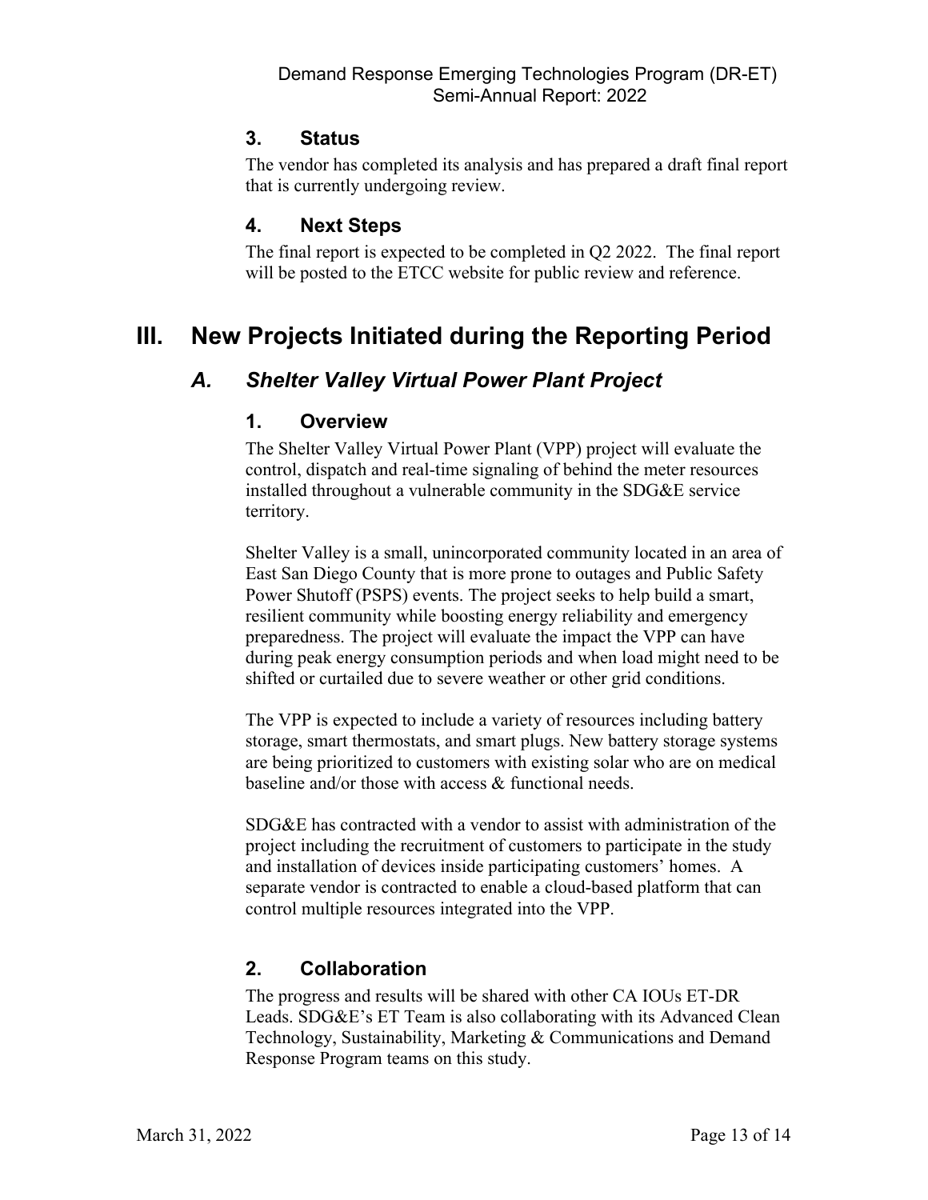### 3. Status

The vendor has completed its analysis and has prepared a draft final report that is currently undergoing review.

### 4. Next Steps

The final report is expected to be completed in Q2 2022. The final report will be posted to the ETCC website for public review and reference.

# III. New Projects Initiated during the Reporting Period

## *A. Shelter Valley Virtual Power Plant Project*

### 1. Overview

The Shelter Valley Virtual Power Plant (VPP) project will evaluate the control, dispatch and real-time signaling of behind the meter resources installed throughout a vulnerable community in the SDG&E service territory.

Shelter Valley is a small, unincorporated community located in an area of East San Diego County that is more prone to outages and Public Safety Power Shutoff (PSPS) events. The project seeks to help build a smart, resilient community while boosting energy reliability and emergency preparedness. The project will evaluate the impact the VPP can have during peak energy consumption periods and when load might need to be shifted or curtailed due to severe weather or other grid conditions.

The VPP is expected to include a variety of resources including battery storage, smart thermostats, and smart plugs. New battery storage systems are being prioritized to customers with existing solar who are on medical baseline and/or those with access & functional needs.

SDG&E has contracted with a vendor to assist with administration of the project including the recruitment of customers to participate in the study and installation of devices inside participating customers' homes. A separate vendor is contracted to enable a cloud-based platform that can control multiple resources integrated into the VPP.

### 2. Collaboration

The progress and results will be shared with other CA IOUs ET-DR Leads. SDG&E's ET Team is also collaborating with its Advanced Clean Technology, Sustainability, Marketing & Communications and Demand Response Program teams on this study.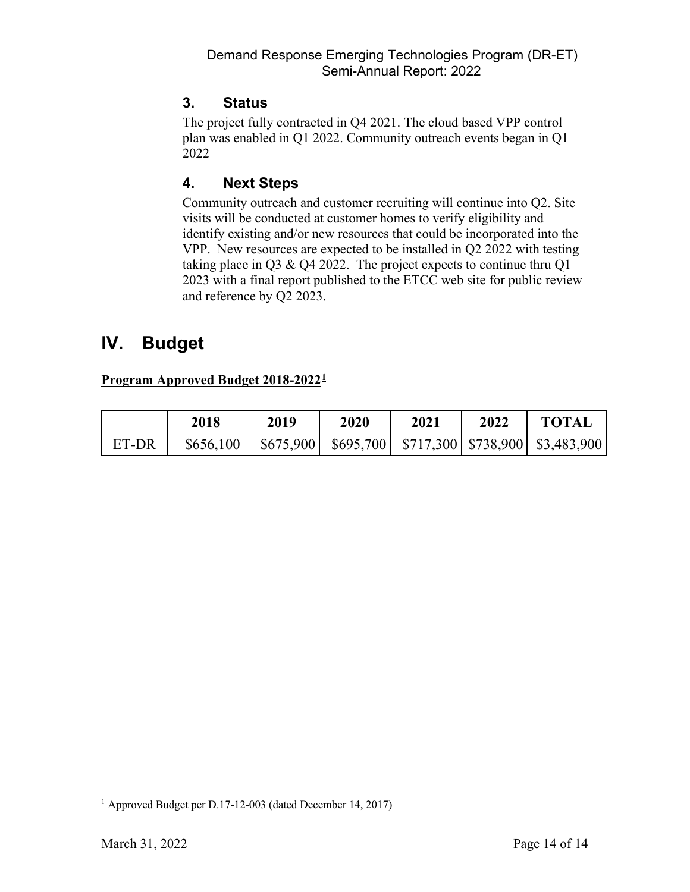### 3. Status

The project fully contracted in Q4 2021. The cloud based VPP control plan was enabled in Q1 2022. Community outreach events began in Q1 2022

### 4. Next Steps

Community outreach and customer recruiting will continue into Q2. Site visits will be conducted at customer homes to verify eligibility and identify existing and/or new resources that could be incorporated into the VPP. New resources are expected to be installed in Q2 2022 with testing taking place in Q3 & Q4 2022. The project expects to continue thru Q1 2023 with a final report published to the ETCC web site for public review and reference by Q2 2023.

# IV. Budget

**Program Approved Budget 2018-2022**[1]

| | 2018 | 2019 | 2020 | 2021 | 2022 | TOTAL |
|---|---|---|---|---|---|---|
| ET-DR | $656,100 | $675,900 | $695,700 | $717,300 | $738,900 | $3,483,900 |

[1] Approved Budget per D.17-12-003 (dated December 14, 2017)